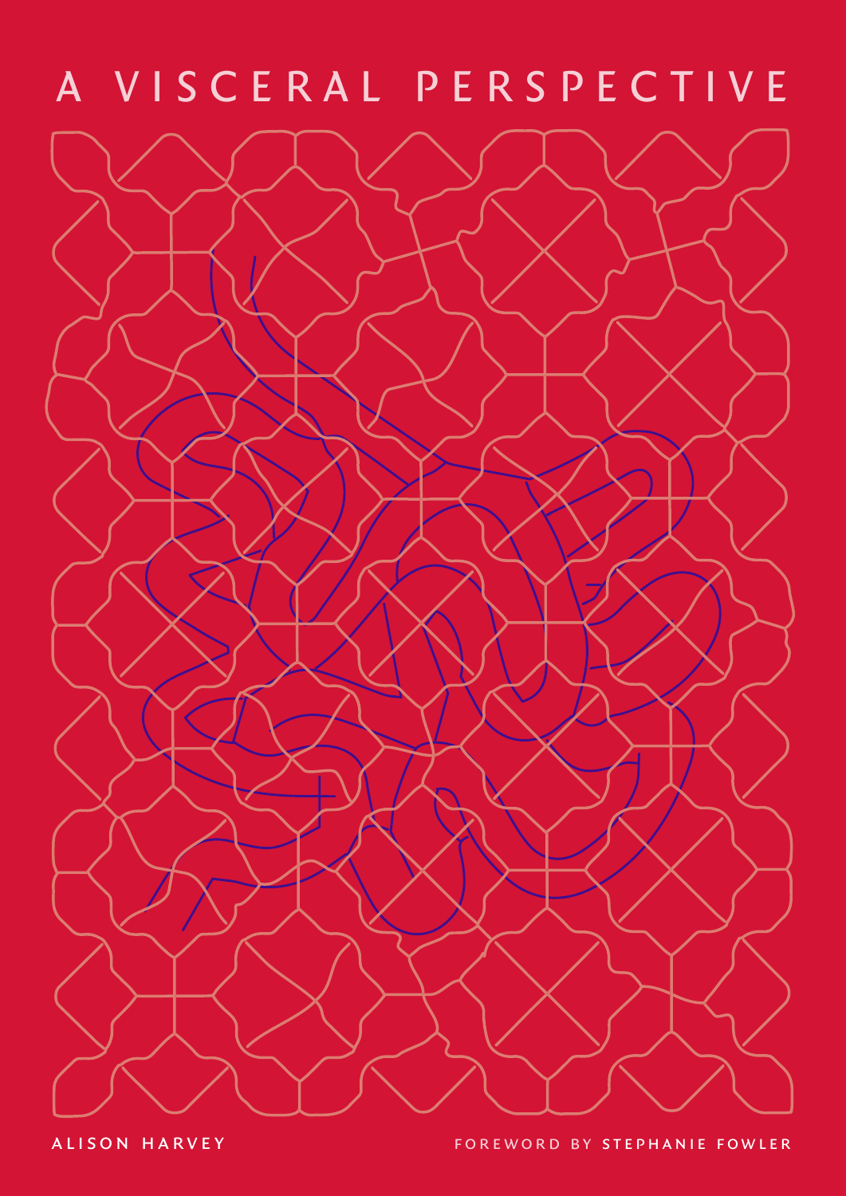# A VISCERAL PERSPECTIVE

ALISON HARVEY

FOREWORD BY STEPHANIE FOWLER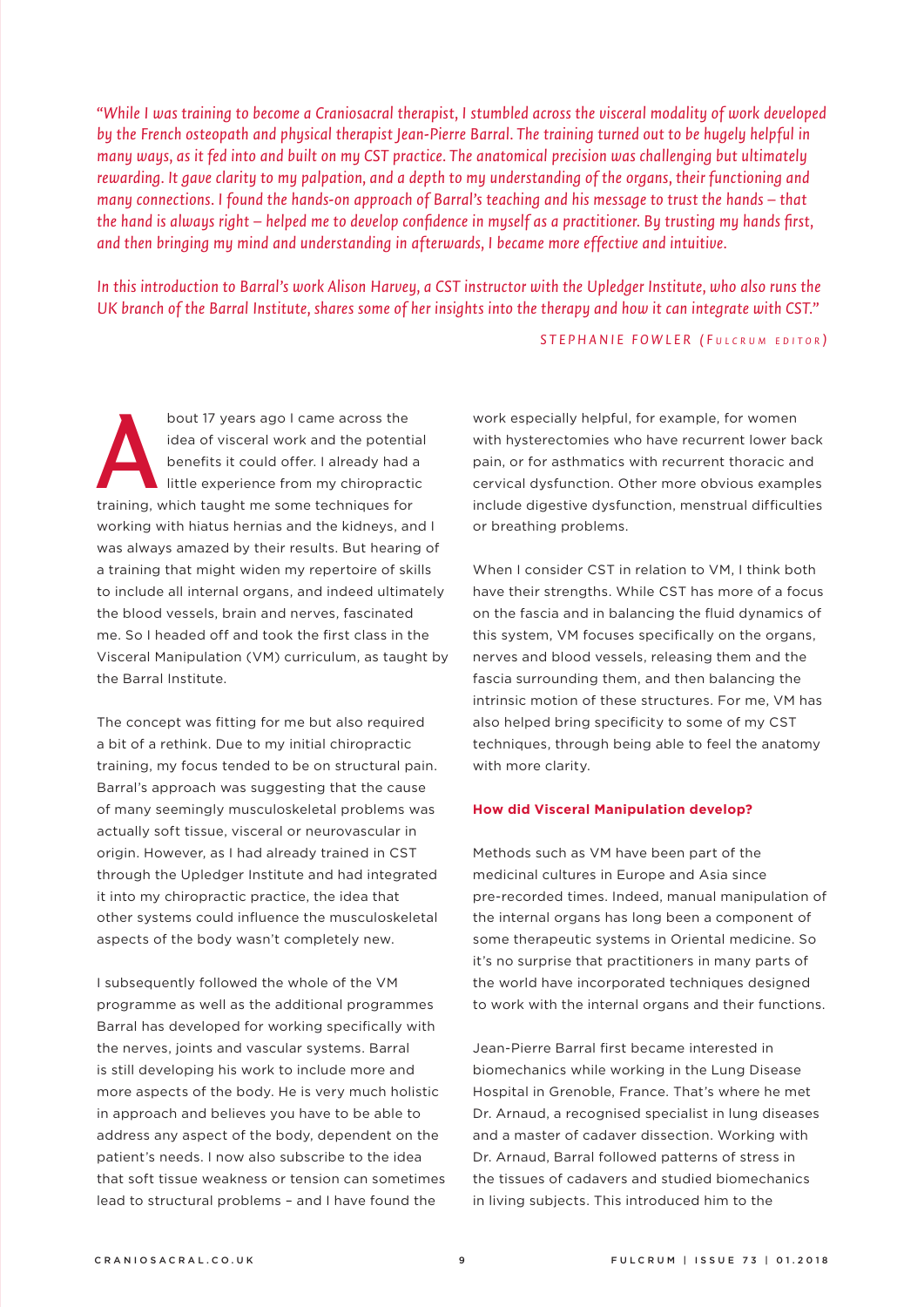*"While I was training to become a Craniosacral therapist, I stumbled across the visceral modality of work developed by the French osteopath and physical therapist Jean-Pierre Barral. The training turned out to be hugely helpful in many ways, as it fed into and built on my CST practice. The anatomical precision was challenging but ultimately rewarding. It gave clarity to my palpation, and a depth to my understanding of the organs, their functioning and many connections. I found the hands-on approach of Barral's teaching and his message to trust the hands – that the hand is always right – helped me to develop confidence in myself as a practitioner. By trusting my hands first, and then bringing my mind and understanding in afterwards, I became more effective and intuitive.*

*In this introduction to Barral's work Alison Harvey, a CST instructor with the Upledger Institute, who also runs the UK branch of the Barral Institute, shares some of her insights into the therapy and how it can integrate with CST."*

STEPHANIE FOWLER (FULCRUM EDITOR)

About 17 years ago I came across the idea of visceral work and the potential benefits it could offer. I already had a little experience from my chiropractic training, which taught me some techniques for working with hiatus hernias and the kidneys, and I was always amazed by their results. But hearing of a training that might widen my repertoire of skills to include all internal organs, and indeed ultimately the blood vessels, brain and nerves, fascinated me. So I headed off and took the first class in the Visceral Manipulation (VM) curriculum, as taught by the Barral Institute.

The concept was fitting for me but also required a bit of a rethink. Due to my initial chiropractic training, my focus tended to be on structural pain. Barral's approach was suggesting that the cause of many seemingly musculoskeletal problems was actually soft tissue, visceral or neurovascular in origin. However, as I had already trained in CST through the Upledger Institute and had integrated it into my chiropractic practice, the idea that other systems could influence the musculoskeletal aspects of the body wasn't completely new.

I subsequently followed the whole of the VM programme as well as the additional programmes Barral has developed for working specifically with the nerves, joints and vascular systems. Barral is still developing his work to include more and more aspects of the body. He is very much holistic in approach and believes you have to be able to address any aspect of the body, dependent on the patient's needs. I now also subscribe to the idea that soft tissue weakness or tension can sometimes lead to structural problems – and I have found the work especially helpful, for example, for women with hysterectomies who have recurrent lower back pain, or for asthmatics with recurrent thoracic and cervical dysfunction. Other more obvious examples include digestive dysfunction, menstrual difficulties or breathing problems.

When I consider CST in relation to VM, I think both have their strengths. While CST has more of a focus on the fascia and in balancing the fluid dynamics of this system, VM focuses specifically on the organs, nerves and blood vessels, releasing them and the fascia surrounding them, and then balancing the intrinsic motion of these structures. For me, VM has also helped bring specificity to some of my CST techniques, through being able to feel the anatomy with more clarity.

**How did Visceral Manipulation develop?**

Methods such as VM have been part of the medicinal cultures in Europe and Asia since pre-recorded times. Indeed, manual manipulation of the internal organs has long been a component of some therapeutic systems in Oriental medicine. So it's no surprise that practitioners in many parts of the world have incorporated techniques designed to work with the internal organs and their functions.

Jean-Pierre Barral first became interested in biomechanics while working in the Lung Disease Hospital in Grenoble, France. That's where he met Dr. Arnaud, a recognised specialist in lung diseases and a master of cadaver dissection. Working with Dr. Arnaud, Barral followed patterns of stress in the tissues of cadavers and studied biomechanics in living subjects. This introduced him to the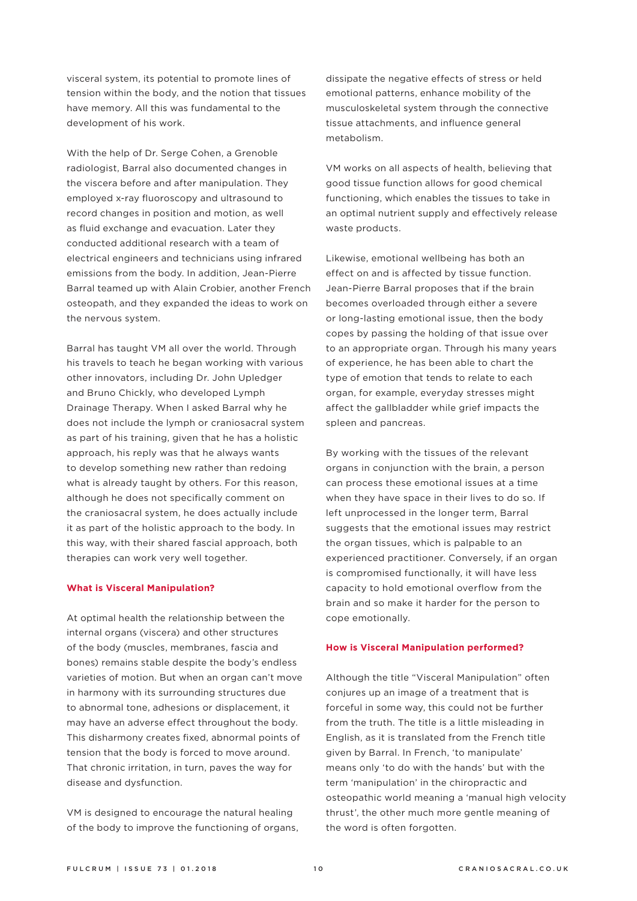visceral system, its potential to promote lines of tension within the body, and the notion that tissues have memory. All this was fundamental to the development of his work.

With the help of Dr. Serge Cohen, a Grenoble radiologist, Barral also documented changes in the viscera before and after manipulation. They employed x-ray fluoroscopy and ultrasound to record changes in position and motion, as well as fluid exchange and evacuation. Later they conducted additional research with a team of electrical engineers and technicians using infrared emissions from the body. In addition, Jean-Pierre Barral teamed up with Alain Crobier, another French osteopath, and they expanded the ideas to work on the nervous system.

Barral has taught VM all over the world. Through his travels to teach he began working with various other innovators, including Dr. John Upledger and Bruno Chickly, who developed Lymph Drainage Therapy. When I asked Barral why he does not include the lymph or craniosacral system as part of his training, given that he has a holistic approach, his reply was that he always wants to develop something new rather than redoing what is already taught by others. For this reason, although he does not specifically comment on the craniosacral system, he does actually include it as part of the holistic approach to the body. In this way, with their shared fascial approach, both therapies can work very well together.

## What is Visceral Manipulation?

At optimal health the relationship between the internal organs (viscera) and other structures of the body (muscles, membranes, fascia and bones) remains stable despite the body's endless varieties of motion. But when an organ can't move in harmony with its surrounding structures due to abnormal tone, adhesions or displacement, it may have an adverse effect throughout the body. This disharmony creates fixed, abnormal points of tension that the body is forced to move around. That chronic irritation, in turn, paves the way for disease and dysfunction.

VM is designed to encourage the natural healing of the body to improve the functioning of organs, dissipate the negative effects of stress or held emotional patterns, enhance mobility of the musculoskeletal system through the connective tissue attachments, and influence general metabolism.

VM works on all aspects of health, believing that good tissue function allows for good chemical functioning, which enables the tissues to take in an optimal nutrient supply and effectively release waste products.

Likewise, emotional wellbeing has both an effect on and is affected by tissue function. Jean-Pierre Barral proposes that if the brain becomes overloaded through either a severe or long-lasting emotional issue, then the body copes by passing the holding of that issue over to an appropriate organ. Through his many years of experience, he has been able to chart the type of emotion that tends to relate to each organ, for example, everyday stresses might affect the gallbladder while grief impacts the spleen and pancreas.

By working with the tissues of the relevant organs in conjunction with the brain, a person can process these emotional issues at a time when they have space in their lives to do so. If left unprocessed in the longer term, Barral suggests that the emotional issues may restrict the organ tissues, which is palpable to an experienced practitioner. Conversely, if an organ is compromised functionally, it will have less capacity to hold emotional overflow from the brain and so make it harder for the person to cope emotionally.

## How is Visceral Manipulation performed?

Although the title "Visceral Manipulation" often conjures up an image of a treatment that is forceful in some way, this could not be further from the truth. The title is a little misleading in English, as it is translated from the French title given by Barral. In French, 'to manipulate' means only 'to do with the hands' but with the term 'manipulation' in the chiropractic and osteopathic world meaning a 'manual high velocity thrust', the other much more gentle meaning of the word is often forgotten.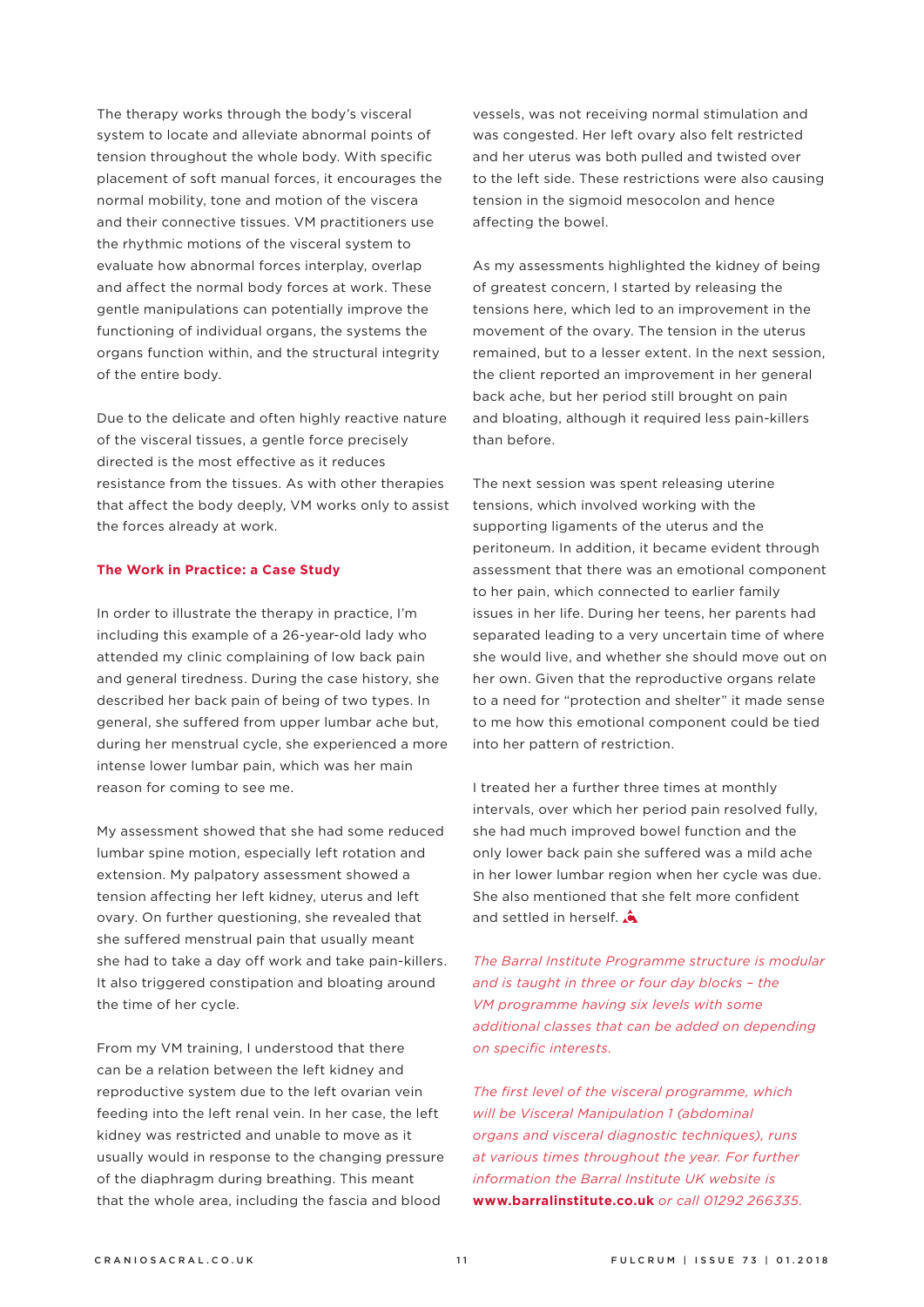The therapy works through the body's visceral system to locate and alleviate abnormal points of tension throughout the whole body. With specific placement of soft manual forces, it encourages the normal mobility, tone and motion of the viscera and their connective tissues. VM practitioners use the rhythmic motions of the visceral system to evaluate how abnormal forces interplay, overlap and affect the normal body forces at work. These gentle manipulations can potentially improve the functioning of individual organs, the systems the organs function within, and the structural integrity of the entire body.

Due to the delicate and often highly reactive nature of the visceral tissues, a gentle force precisely directed is the most effective as it reduces resistance from the tissues. As with other therapies that affect the body deeply, VM works only to assist the forces already at work.

**The Work in Practice: a Case Study**

In order to illustrate the therapy in practice, I'm including this example of a 26-year-old lady who attended my clinic complaining of low back pain and general tiredness. During the case history, she described her back pain of being of two types. In general, she suffered from upper lumbar ache but, during her menstrual cycle, she experienced a more intense lower lumbar pain, which was her main reason for coming to see me.

My assessment showed that she had some reduced lumbar spine motion, especially left rotation and extension. My palpatory assessment showed a tension affecting her left kidney, uterus and left ovary. On further questioning, she revealed that she suffered menstrual pain that usually meant she had to take a day off work and take pain-killers. It also triggered constipation and bloating around the time of her cycle.

From my VM training, I understood that there can be a relation between the left kidney and reproductive system due to the left ovarian vein feeding into the left renal vein. In her case, the left kidney was restricted and unable to move as it usually would in response to the changing pressure of the diaphragm during breathing. This meant that the whole area, including the fascia and blood vessels, was not receiving normal stimulation and was congested. Her left ovary also felt restricted and her uterus was both pulled and twisted over to the left side. These restrictions were also causing tension in the sigmoid mesocolon and hence affecting the bowel.

As my assessments highlighted the kidney of being of greatest concern, I started by releasing the tensions here, which led to an improvement in the movement of the ovary. The tension in the uterus remained, but to a lesser extent. In the next session, the client reported an improvement in her general back ache, but her period still brought on pain and bloating, although it required less pain-killers than before.

The next session was spent releasing uterine tensions, which involved working with the supporting ligaments of the uterus and the peritoneum. In addition, it became evident through assessment that there was an emotional component to her pain, which connected to earlier family issues in her life. During her teens, her parents had separated leading to a very uncertain time of where she would live, and whether she should move out on her own. Given that the reproductive organs relate to a need for "protection and shelter" it made sense to me how this emotional component could be tied into her pattern of restriction.

I treated her a further three times at monthly intervals, over which her period pain resolved fully, she had much improved bowel function and the only lower back pain she suffered was a mild ache in her lower lumbar region when her cycle was due. She also mentioned that she felt more confident and settled in herself.

*The Barral Institute Programme structure is modular and is taught in three or four day blocks – the VM programme having six levels with some additional classes that can be added on depending on specific interests.*

*The first level of the visceral programme, which will be Visceral Manipulation 1 (abdominal organs and visceral diagnostic techniques), runs at various times throughout the year. For further information the Barral Institute UK website is* **www.barralinstitute.co.uk** *or call 01292 266335.*